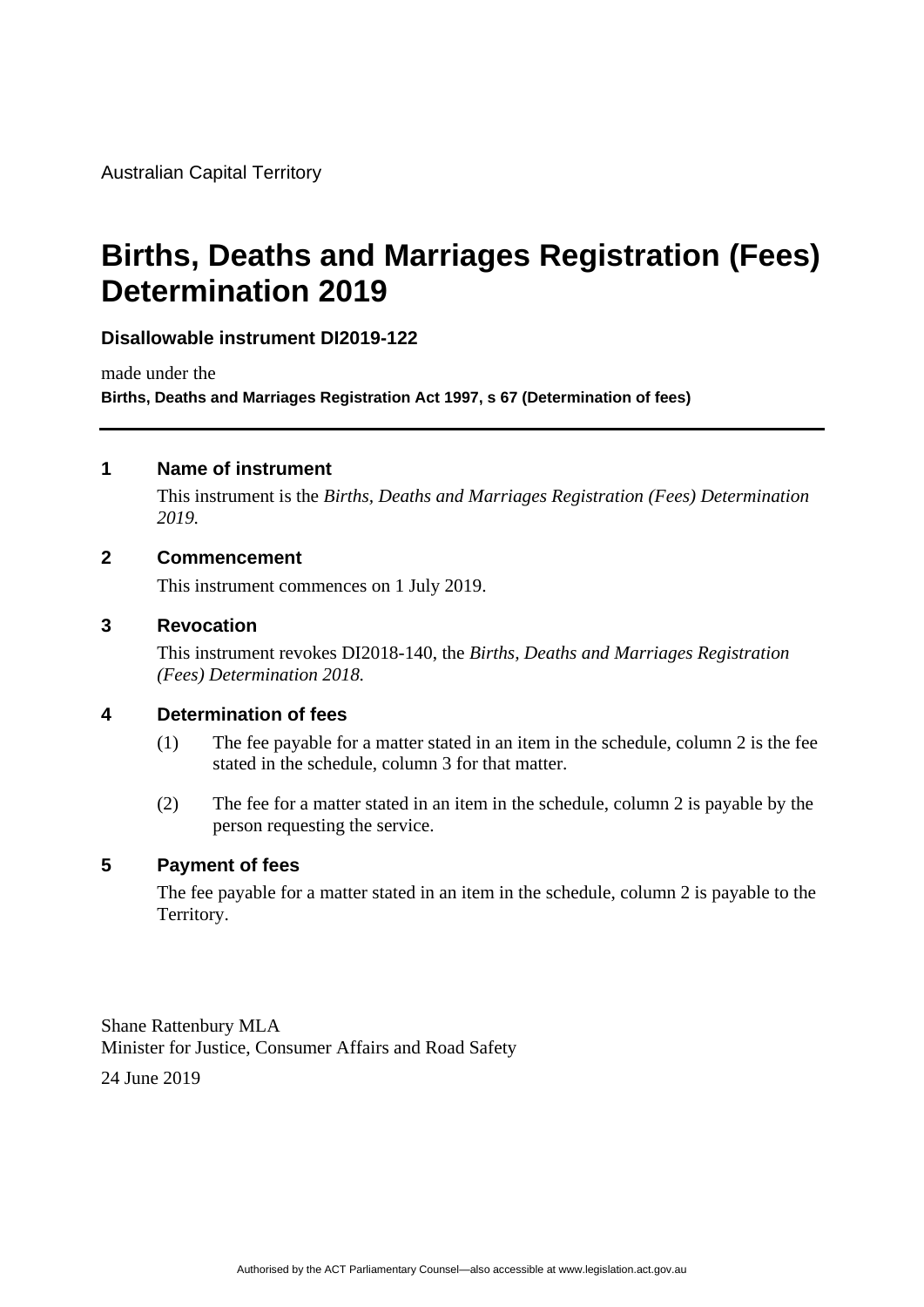Australian Capital Territory

# Births, Deaths and Marriages Registration (Fees) Determination 2019

**Disallowable instrument DI2019-122**

made under the

**Births, Deaths and Marriages Registration Act 1997, s 67 (Determination of fees)**

---

## 1 Name of instrument

This instrument is the *Births, Deaths and Marriages Registration (Fees) Determination 2019.*

## 2 Commencement

This instrument commences on 1 July 2019.

## 3 Revocation

This instrument revokes DI2018-140, the *Births, Deaths and Marriages Registration (Fees) Determination 2018.*

## 4 Determination of fees

(1) The fee payable for a matter stated in an item in the schedule, column 2 is the fee stated in the schedule, column 3 for that matter.

(2) The fee for a matter stated in an item in the schedule, column 2 is payable by the person requesting the service.

## 5 Payment of fees

The fee payable for a matter stated in an item in the schedule, column 2 is payable to the Territory.

Shane Rattenbury MLA
Minister for Justice, Consumer Affairs and Road Safety

24 June 2019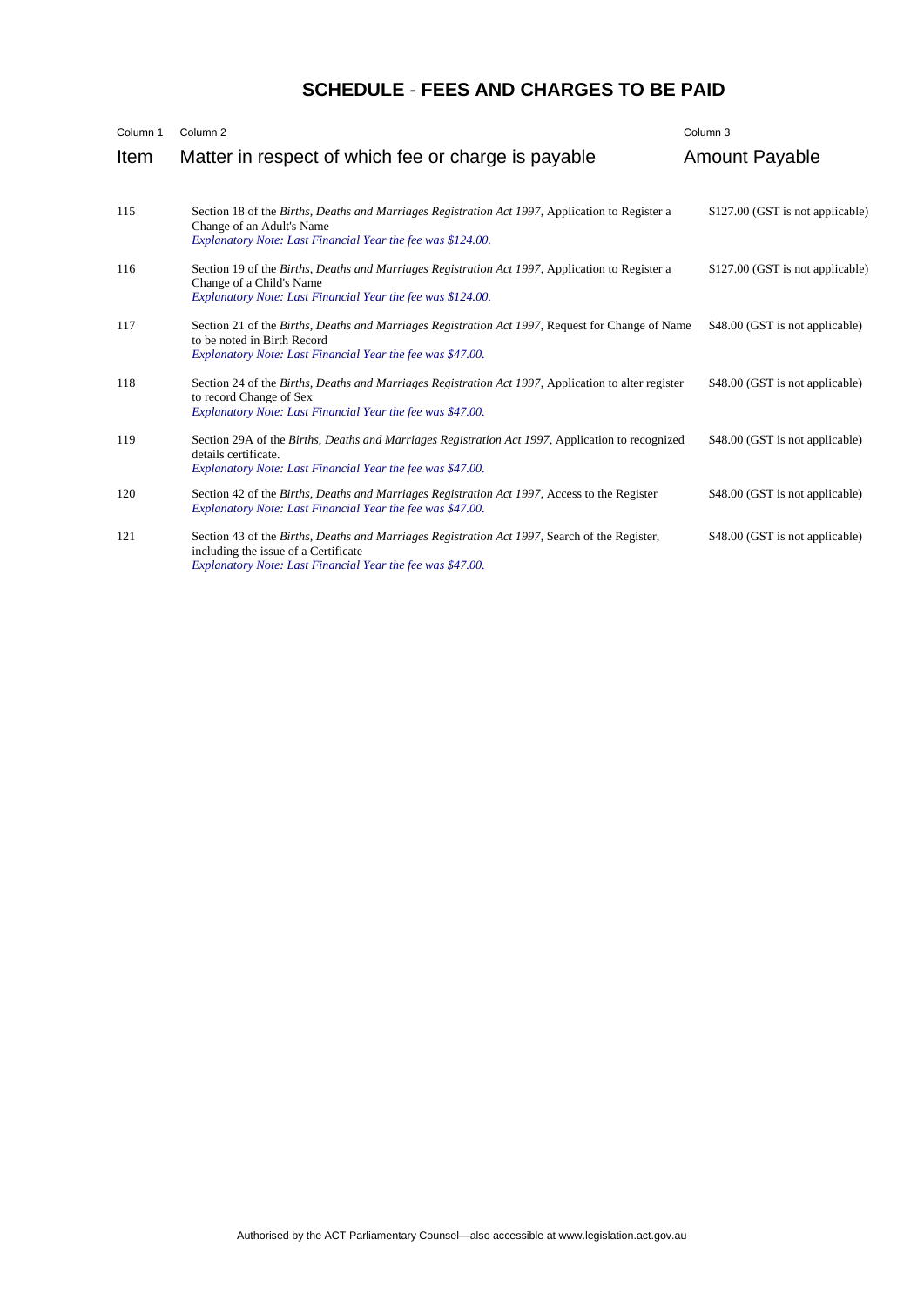## SCHEDULE - FEES AND CHARGES TO BE PAID

| Column 1<br>Item | Column 2<br>Matter in respect of which fee or charge is payable | Column 3<br>Amount Payable |
|---|---|---|
| 115 | Section 18 of the *Births, Deaths and Marriages Registration Act 1997*, Application to Register a Change of an Adult's Name<br>*Explanatory Note: Last Financial Year the fee was $124.00.* | $127.00 (GST is not applicable) |
| 116 | Section 19 of the *Births, Deaths and Marriages Registration Act 1997*, Application to Register a Change of a Child's Name<br>*Explanatory Note: Last Financial Year the fee was $124.00.* | $127.00 (GST is not applicable) |
| 117 | Section 21 of the *Births, Deaths and Marriages Registration Act 1997*, Request for Change of Name to be noted in Birth Record<br>*Explanatory Note: Last Financial Year the fee was $47.00.* | $48.00 (GST is not applicable) |
| 118 | Section 24 of the *Births, Deaths and Marriages Registration Act 1997*, Application to alter register to record Change of Sex<br>*Explanatory Note: Last Financial Year the fee was $47.00.* | $48.00 (GST is not applicable) |
| 119 | Section 29A of the *Births, Deaths and Marriages Registration Act 1997*, Application to recognized details certificate.<br>*Explanatory Note: Last Financial Year the fee was $47.00.* | $48.00 (GST is not applicable) |
| 120 | Section 42 of the *Births, Deaths and Marriages Registration Act 1997*, Access to the Register<br>*Explanatory Note: Last Financial Year the fee was $47.00.* | $48.00 (GST is not applicable) |
| 121 | Section 43 of the *Births, Deaths and Marriages Registration Act 1997*, Search of the Register, including the issue of a Certificate<br>*Explanatory Note: Last Financial Year the fee was $47.00.* | $48.00 (GST is not applicable) |